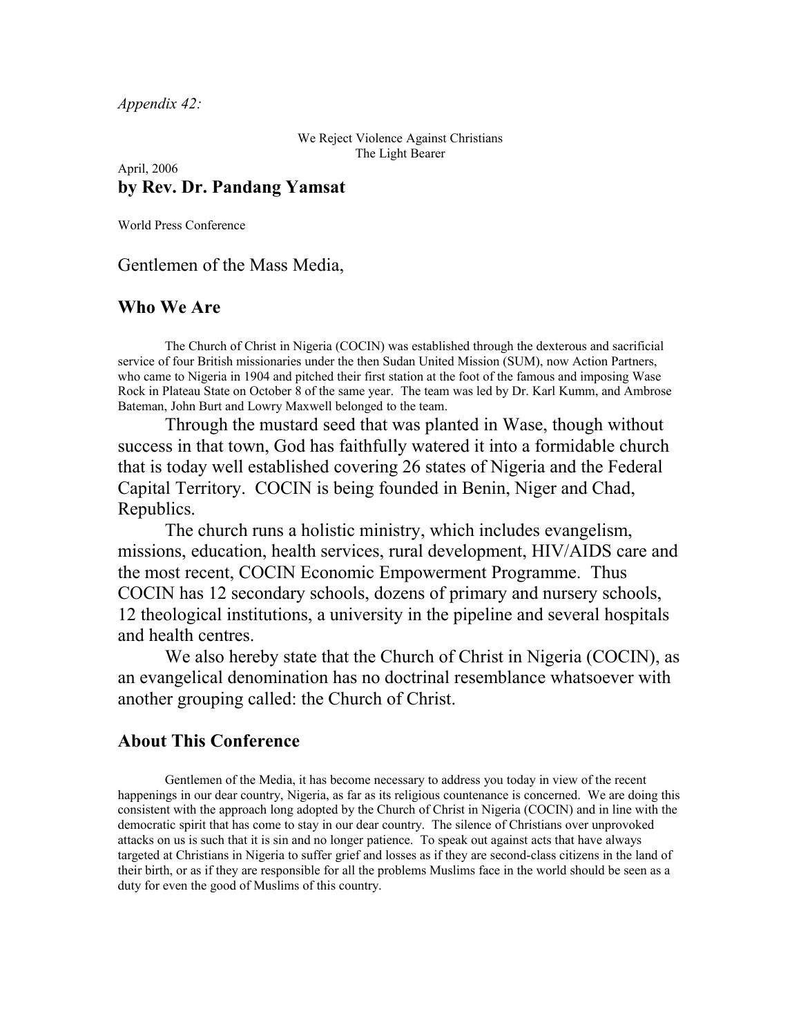*Appendix 42:*

We Reject Violence Against Christians
The Light Bearer

April, 2006

**by Rev. Dr. Pandang Yamsat**

World Press Conference

Gentlemen of the Mass Media,

## Who We Are

The Church of Christ in Nigeria (COCIN) was established through the dexterous and sacrificial service of four British missionaries under the then Sudan United Mission (SUM), now Action Partners, who came to Nigeria in 1904 and pitched their first station at the foot of the famous and imposing Wase Rock in Plateau State on October 8 of the same year. The team was led by Dr. Karl Kumm, and Ambrose Bateman, John Burt and Lowry Maxwell belonged to the team.

Through the mustard seed that was planted in Wase, though without success in that town, God has faithfully watered it into a formidable church that is today well established covering 26 states of Nigeria and the Federal Capital Territory. COCIN is being founded in Benin, Niger and Chad, Republics.

The church runs a holistic ministry, which includes evangelism, missions, education, health services, rural development, HIV/AIDS care and the most recent, COCIN Economic Empowerment Programme. Thus COCIN has 12 secondary schools, dozens of primary and nursery schools, 12 theological institutions, a university in the pipeline and several hospitals and health centres.

We also hereby state that the Church of Christ in Nigeria (COCIN), as an evangelical denomination has no doctrinal resemblance whatsoever with another grouping called: the Church of Christ.

## About This Conference

Gentlemen of the Media, it has become necessary to address you today in view of the recent happenings in our dear country, Nigeria, as far as its religious countenance is concerned. We are doing this consistent with the approach long adopted by the Church of Christ in Nigeria (COCIN) and in line with the democratic spirit that has come to stay in our dear country. The silence of Christians over unprovoked attacks on us is such that it is sin and no longer patience. To speak out against acts that have always targeted at Christians in Nigeria to suffer grief and losses as if they are second-class citizens in the land of their birth, or as if they are responsible for all the problems Muslims face in the world should be seen as a duty for even the good of Muslims of this country.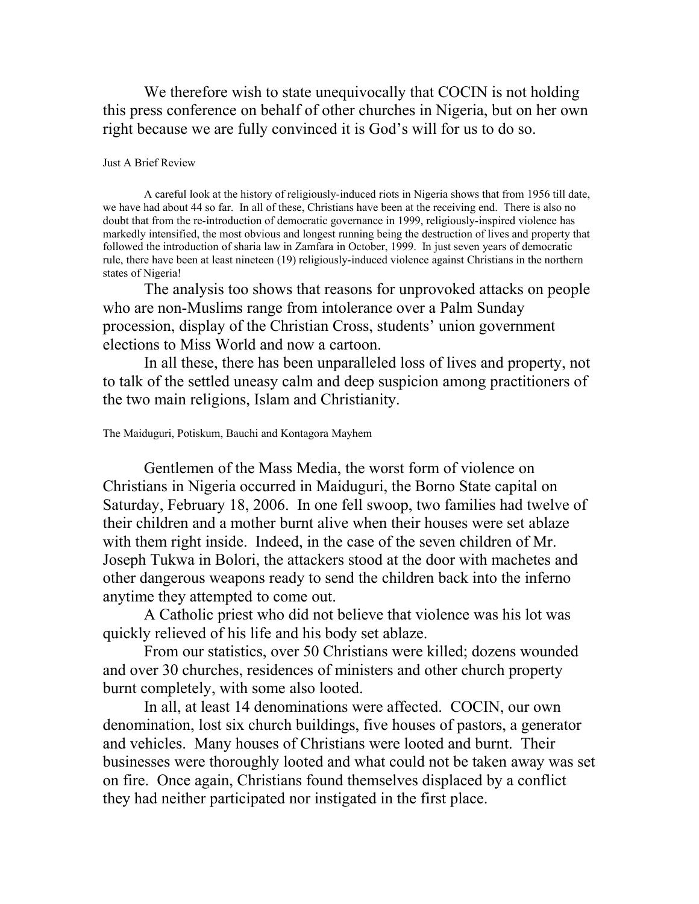We therefore wish to state unequivocally that COCIN is not holding this press conference on behalf of other churches in Nigeria, but on her own right because we are fully convinced it is God's will for us to do so.

### Just A Brief Review

A careful look at the history of religiously-induced riots in Nigeria shows that from 1956 till date, we have had about 44 so far. In all of these, Christians have been at the receiving end. There is also no doubt that from the re-introduction of democratic governance in 1999, religiously-inspired violence has markedly intensified, the most obvious and longest running being the destruction of lives and property that followed the introduction of sharia law in Zamfara in October, 1999. In just seven years of democratic rule, there have been at least nineteen (19) religiously-induced violence against Christians in the northern states of Nigeria!

The analysis too shows that reasons for unprovoked attacks on people who are non-Muslims range from intolerance over a Palm Sunday procession, display of the Christian Cross, students' union government elections to Miss World and now a cartoon.

In all these, there has been unparalleled loss of lives and property, not to talk of the settled uneasy calm and deep suspicion among practitioners of the two main religions, Islam and Christianity.

### The Maiduguri, Potiskum, Bauchi and Kontagora Mayhem

Gentlemen of the Mass Media, the worst form of violence on Christians in Nigeria occurred in Maiduguri, the Borno State capital on Saturday, February 18, 2006. In one fell swoop, two families had twelve of their children and a mother burnt alive when their houses were set ablaze with them right inside. Indeed, in the case of the seven children of Mr. Joseph Tukwa in Bolori, the attackers stood at the door with machetes and other dangerous weapons ready to send the children back into the inferno anytime they attempted to come out.

A Catholic priest who did not believe that violence was his lot was quickly relieved of his life and his body set ablaze.

From our statistics, over 50 Christians were killed; dozens wounded and over 30 churches, residences of ministers and other church property burnt completely, with some also looted.

In all, at least 14 denominations were affected. COCIN, our own denomination, lost six church buildings, five houses of pastors, a generator and vehicles. Many houses of Christians were looted and burnt. Their businesses were thoroughly looted and what could not be taken away was set on fire. Once again, Christians found themselves displaced by a conflict they had neither participated nor instigated in the first place.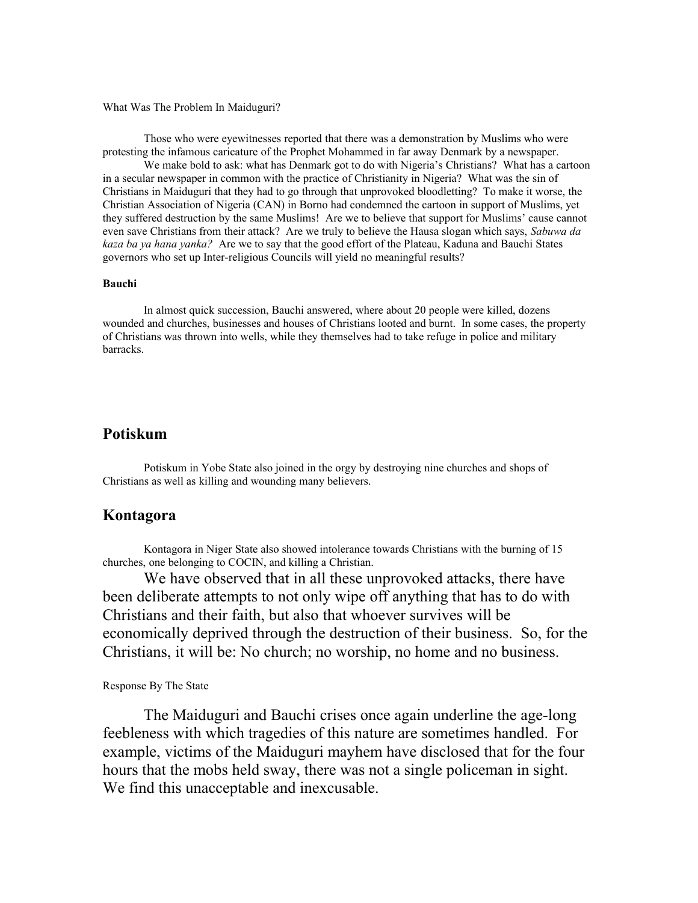What Was The Problem In Maiduguri?

Those who were eyewitnesses reported that there was a demonstration by Muslims who were protesting the infamous caricature of the Prophet Mohammed in far away Denmark by a newspaper.

We make bold to ask: what has Denmark got to do with Nigeria's Christians? What has a cartoon in a secular newspaper in common with the practice of Christianity in Nigeria? What was the sin of Christians in Maiduguri that they had to go through that unprovoked bloodletting? To make it worse, the Christian Association of Nigeria (CAN) in Borno had condemned the cartoon in support of Muslims, yet they suffered destruction by the same Muslims! Are we to believe that support for Muslims' cause cannot even save Christians from their attack? Are we truly to believe the Hausa slogan which says, *Sabuwa da kaza ba ya hana yanka?* Are we to say that the good effort of the Plateau, Kaduna and Bauchi States governors who set up Inter-religious Councils will yield no meaningful results?

**Bauchi**

In almost quick succession, Bauchi answered, where about 20 people were killed, dozens wounded and churches, businesses and houses of Christians looted and burnt. In some cases, the property of Christians was thrown into wells, while they themselves had to take refuge in police and military barracks.

## Potiskum

Potiskum in Yobe State also joined in the orgy by destroying nine churches and shops of Christians as well as killing and wounding many believers.

## Kontagora

Kontagora in Niger State also showed intolerance towards Christians with the burning of 15 churches, one belonging to COCIN, and killing a Christian.

We have observed that in all these unprovoked attacks, there have been deliberate attempts to not only wipe off anything that has to do with Christians and their faith, but also that whoever survives will be economically deprived through the destruction of their business. So, for the Christians, it will be: No church; no worship, no home and no business.

Response By The State

The Maiduguri and Bauchi crises once again underline the age-long feebleness with which tragedies of this nature are sometimes handled. For example, victims of the Maiduguri mayhem have disclosed that for the four hours that the mobs held sway, there was not a single policeman in sight. We find this unacceptable and inexcusable.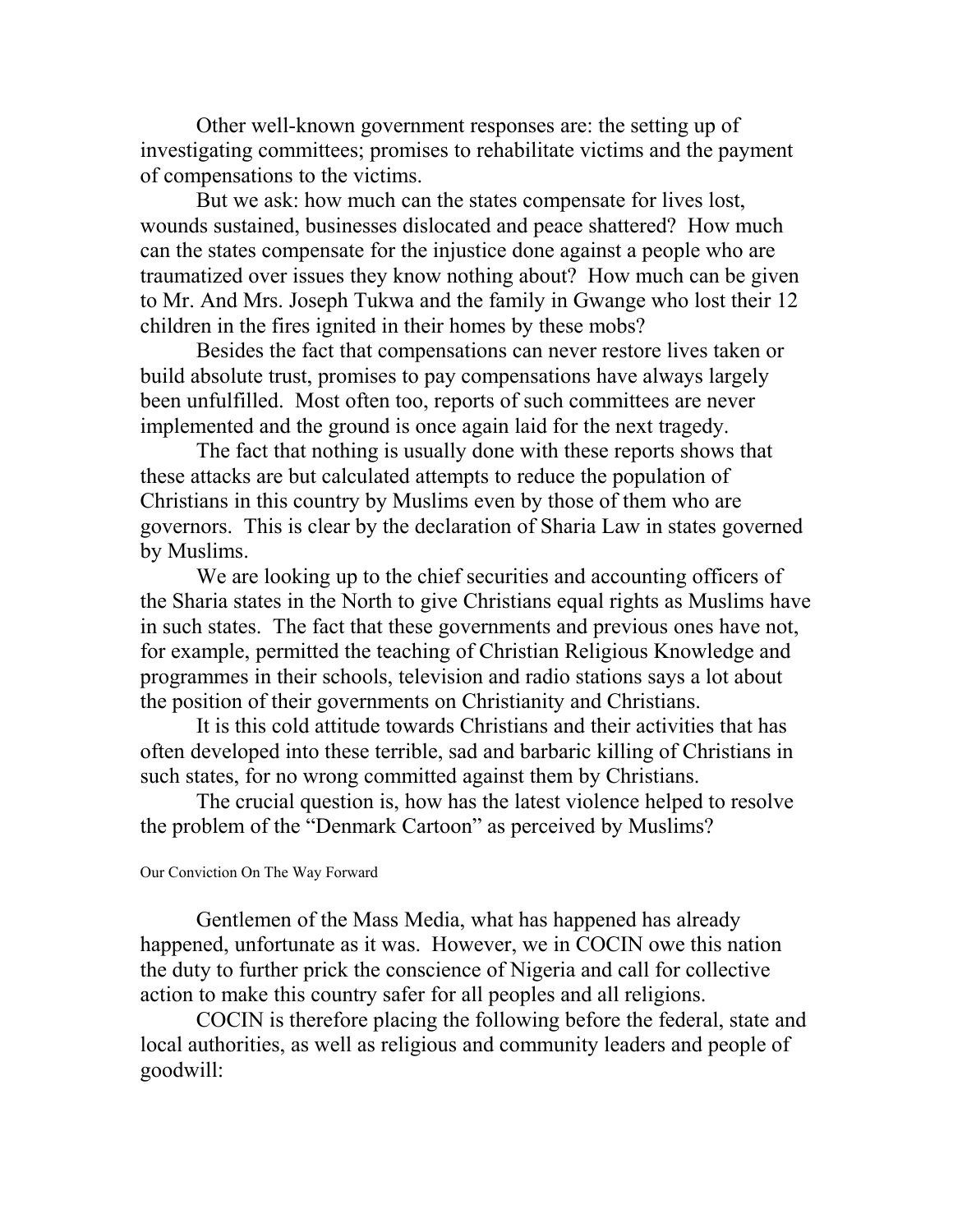Other well-known government responses are: the setting up of investigating committees; promises to rehabilitate victims and the payment of compensations to the victims.

But we ask: how much can the states compensate for lives lost, wounds sustained, businesses dislocated and peace shattered? How much can the states compensate for the injustice done against a people who are traumatized over issues they know nothing about? How much can be given to Mr. And Mrs. Joseph Tukwa and the family in Gwange who lost their 12 children in the fires ignited in their homes by these mobs?

Besides the fact that compensations can never restore lives taken or build absolute trust, promises to pay compensations have always largely been unfulfilled. Most often too, reports of such committees are never implemented and the ground is once again laid for the next tragedy.

The fact that nothing is usually done with these reports shows that these attacks are but calculated attempts to reduce the population of Christians in this country by Muslims even by those of them who are governors. This is clear by the declaration of Sharia Law in states governed by Muslims.

We are looking up to the chief securities and accounting officers of the Sharia states in the North to give Christians equal rights as Muslims have in such states. The fact that these governments and previous ones have not, for example, permitted the teaching of Christian Religious Knowledge and programmes in their schools, television and radio stations says a lot about the position of their governments on Christianity and Christians.

It is this cold attitude towards Christians and their activities that has often developed into these terrible, sad and barbaric killing of Christians in such states, for no wrong committed against them by Christians.

The crucial question is, how has the latest violence helped to resolve the problem of the "Denmark Cartoon" as perceived by Muslims?

## Our Conviction On The Way Forward

Gentlemen of the Mass Media, what has happened has already happened, unfortunate as it was. However, we in COCIN owe this nation the duty to further prick the conscience of Nigeria and call for collective action to make this country safer for all peoples and all religions.

COCIN is therefore placing the following before the federal, state and local authorities, as well as religious and community leaders and people of goodwill: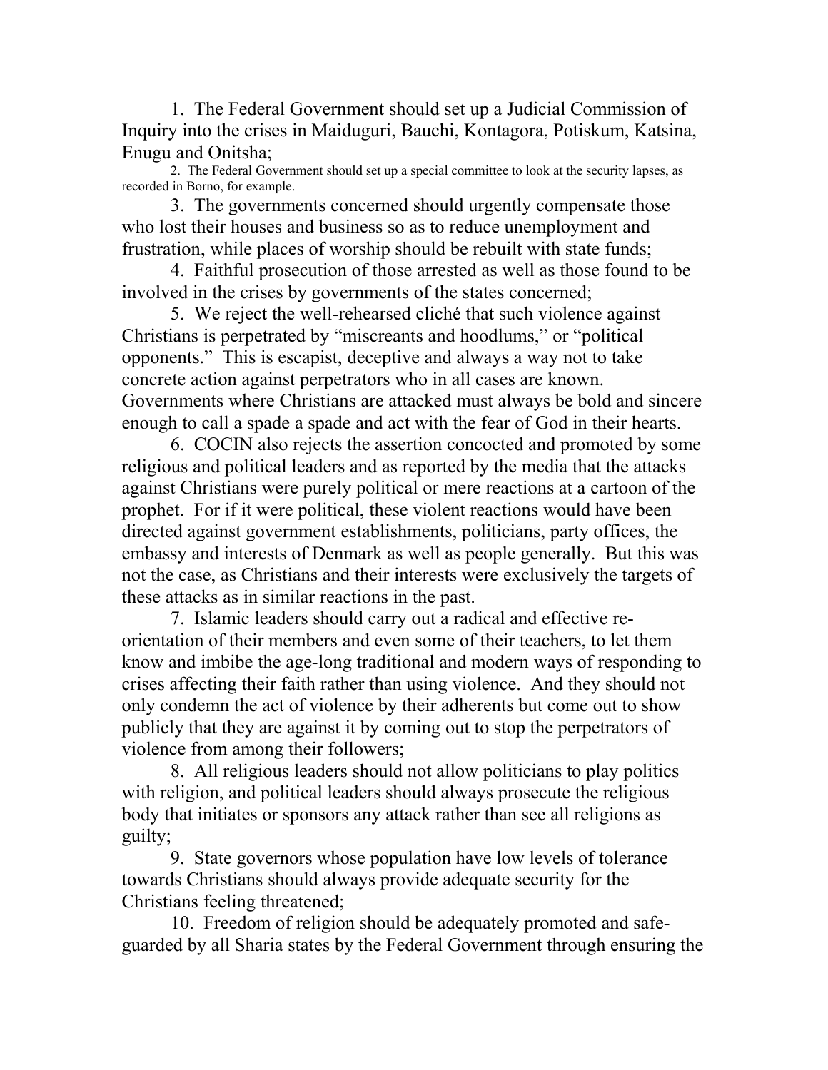1. The Federal Government should set up a Judicial Commission of Inquiry into the crises in Maiduguri, Bauchi, Kontagora, Potiskum, Katsina, Enugu and Onitsha;
2. The Federal Government should set up a special committee to look at the security lapses, as recorded in Borno, for example.
3. The governments concerned should urgently compensate those who lost their houses and business so as to reduce unemployment and frustration, while places of worship should be rebuilt with state funds;
4. Faithful prosecution of those arrested as well as those found to be involved in the crises by governments of the states concerned;
5. We reject the well-rehearsed cliché that such violence against Christians is perpetrated by "miscreants and hoodlums," or "political opponents." This is escapist, deceptive and always a way not to take concrete action against perpetrators who in all cases are known. Governments where Christians are attacked must always be bold and sincere enough to call a spade a spade and act with the fear of God in their hearts.
6. COCIN also rejects the assertion concocted and promoted by some religious and political leaders and as reported by the media that the attacks against Christians were purely political or mere reactions at a cartoon of the prophet. For if it were political, these violent reactions would have been directed against government establishments, politicians, party offices, the embassy and interests of Denmark as well as people generally. But this was not the case, as Christians and their interests were exclusively the targets of these attacks as in similar reactions in the past.
7. Islamic leaders should carry out a radical and effective re-orientation of their members and even some of their teachers, to let them know and imbibe the age-long traditional and modern ways of responding to crises affecting their faith rather than using violence. And they should not only condemn the act of violence by their adherents but come out to show publicly that they are against it by coming out to stop the perpetrators of violence from among their followers;
8. All religious leaders should not allow politicians to play politics with religion, and political leaders should always prosecute the religious body that initiates or sponsors any attack rather than see all religions as guilty;
9. State governors whose population have low levels of tolerance towards Christians should always provide adequate security for the Christians feeling threatened;
10. Freedom of religion should be adequately promoted and safe-guarded by all Sharia states by the Federal Government through ensuring the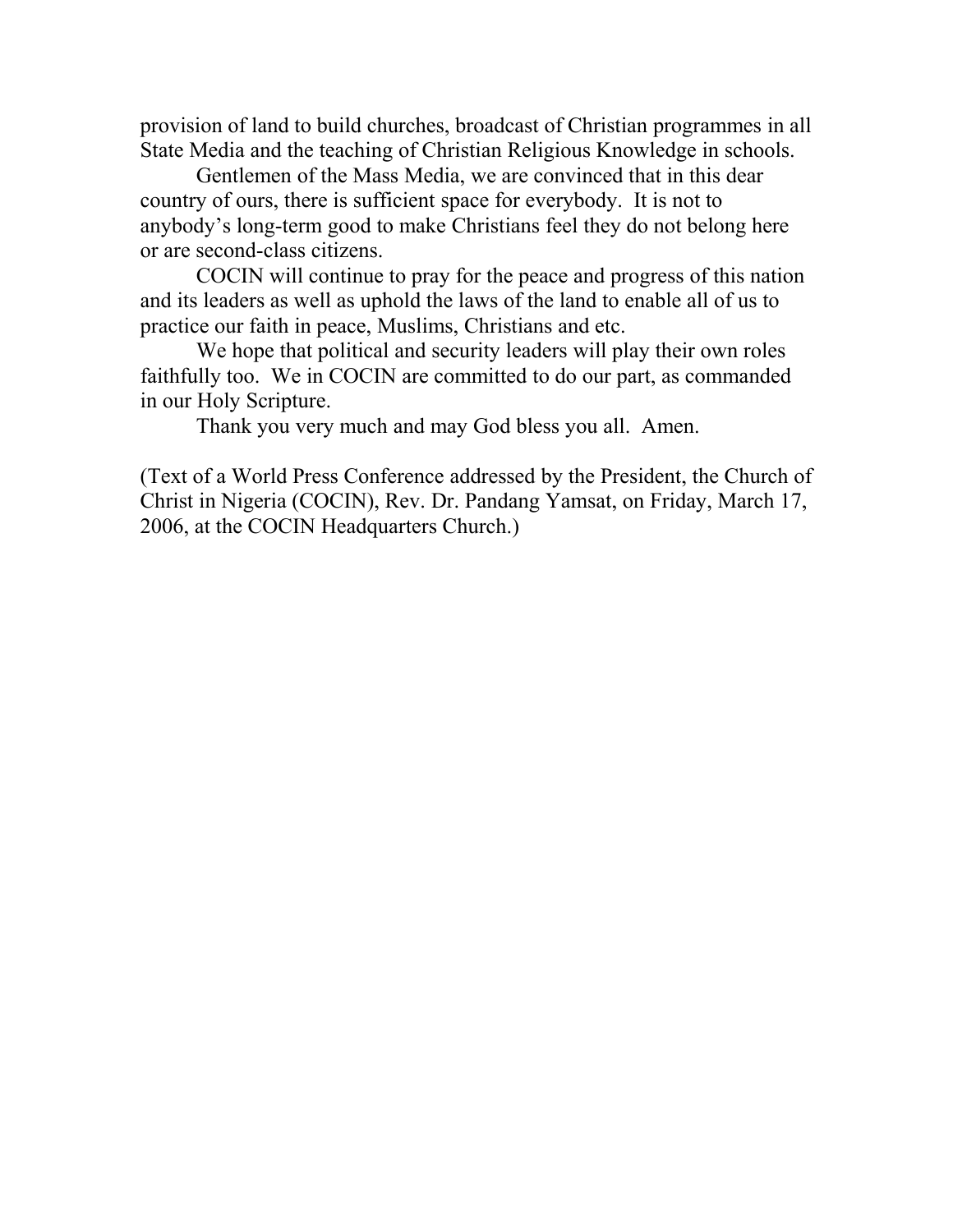provision of land to build churches, broadcast of Christian programmes in all State Media and the teaching of Christian Religious Knowledge in schools.

Gentlemen of the Mass Media, we are convinced that in this dear country of ours, there is sufficient space for everybody. It is not to anybody's long-term good to make Christians feel they do not belong here or are second-class citizens.

COCIN will continue to pray for the peace and progress of this nation and its leaders as well as uphold the laws of the land to enable all of us to practice our faith in peace, Muslims, Christians and etc.

We hope that political and security leaders will play their own roles faithfully too. We in COCIN are committed to do our part, as commanded in our Holy Scripture.

Thank you very much and may God bless you all. Amen.

(Text of a World Press Conference addressed by the President, the Church of Christ in Nigeria (COCIN), Rev. Dr. Pandang Yamsat, on Friday, March 17, 2006, at the COCIN Headquarters Church.)